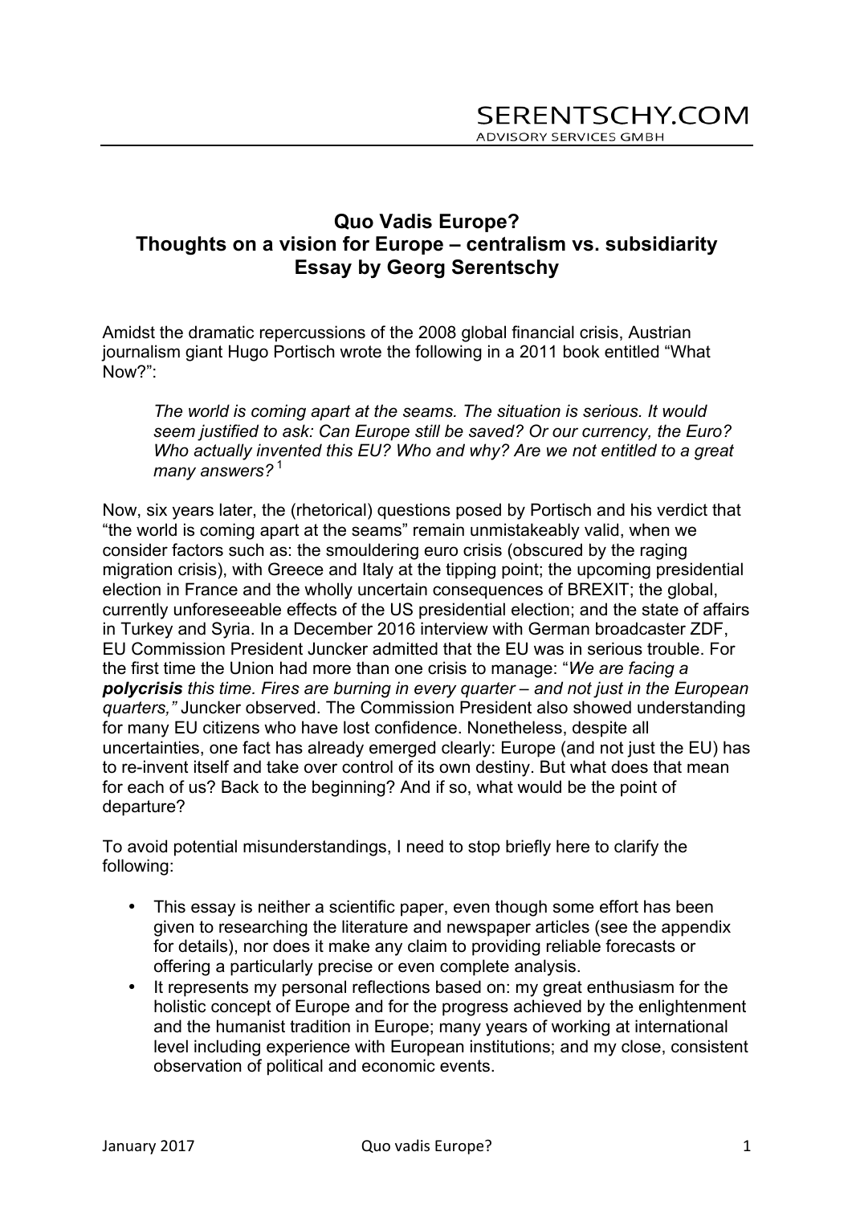# Quo Vadis Europe?
## Thoughts on a vision for Europe – centralism vs. subsidiarity
### Essay by Georg Serentschy

Amidst the dramatic repercussions of the 2008 global financial crisis, Austrian journalism giant Hugo Portisch wrote the following in a 2011 book entitled "What Now?":

> *The world is coming apart at the seams. The situation is serious. It would seem justified to ask: Can Europe still be saved? Or our currency, the Euro? Who actually invented this EU? Who and why? Are we not entitled to a great many answers?* [1]

Now, six years later, the (rhetorical) questions posed by Portisch and his verdict that "the world is coming apart at the seams" remain unmistakeably valid, when we consider factors such as: the smouldering euro crisis (obscured by the raging migration crisis), with Greece and Italy at the tipping point; the upcoming presidential election in France and the wholly uncertain consequences of BREXIT; the global, currently unforeseeable effects of the US presidential election; and the state of affairs in Turkey and Syria. In a December 2016 interview with German broadcaster ZDF, EU Commission President Juncker admitted that the EU was in serious trouble. For the first time the Union had more than one crisis to manage: "*We are facing a* ***polycrisis*** *this time. Fires are burning in every quarter – and not just in the European quarters,"* Juncker observed. The Commission President also showed understanding for many EU citizens who have lost confidence. Nonetheless, despite all uncertainties, one fact has already emerged clearly: Europe (and not just the EU) has to re-invent itself and take over control of its own destiny. But what does that mean for each of us? Back to the beginning? And if so, what would be the point of departure?

To avoid potential misunderstandings, I need to stop briefly here to clarify the following:

- This essay is neither a scientific paper, even though some effort has been given to researching the literature and newspaper articles (see the appendix for details), nor does it make any claim to providing reliable forecasts or offering a particularly precise or even complete analysis.
- It represents my personal reflections based on: my great enthusiasm for the holistic concept of Europe and for the progress achieved by the enlightenment and the humanist tradition in Europe; many years of working at international level including experience with European institutions; and my close, consistent observation of political and economic events.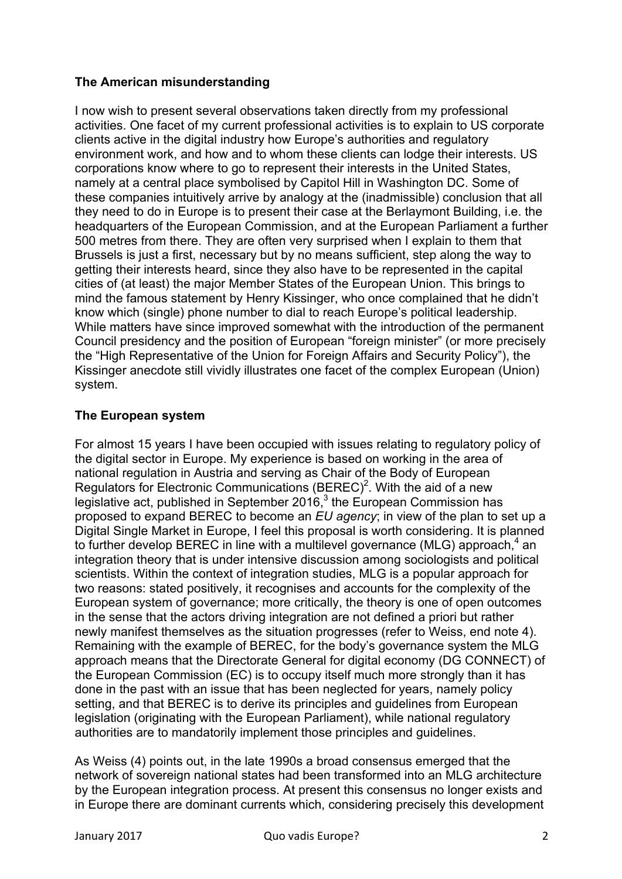**The American misunderstanding**

I now wish to present several observations taken directly from my professional activities. One facet of my current professional activities is to explain to US corporate clients active in the digital industry how Europe's authorities and regulatory environment work, and how and to whom these clients can lodge their interests. US corporations know where to go to represent their interests in the United States, namely at a central place symbolised by Capitol Hill in Washington DC. Some of these companies intuitively arrive by analogy at the (inadmissible) conclusion that all they need to do in Europe is to present their case at the Berlaymont Building, i.e. the headquarters of the European Commission, and at the European Parliament a further 500 metres from there. They are often very surprised when I explain to them that Brussels is just a first, necessary but by no means sufficient, step along the way to getting their interests heard, since they also have to be represented in the capital cities of (at least) the major Member States of the European Union. This brings to mind the famous statement by Henry Kissinger, who once complained that he didn't know which (single) phone number to dial to reach Europe's political leadership. While matters have since improved somewhat with the introduction of the permanent Council presidency and the position of European "foreign minister" (or more precisely the "High Representative of the Union for Foreign Affairs and Security Policy"), the Kissinger anecdote still vividly illustrates one facet of the complex European (Union) system.

**The European system**

For almost 15 years I have been occupied with issues relating to regulatory policy of the digital sector in Europe. My experience is based on working in the area of national regulation in Austria and serving as Chair of the Body of European Regulators for Electronic Communications (BEREC)[2]. With the aid of a new legislative act, published in September 2016,[3] the European Commission has proposed to expand BEREC to become an *EU agency*; in view of the plan to set up a Digital Single Market in Europe, I feel this proposal is worth considering. It is planned to further develop BEREC in line with a multilevel governance (MLG) approach,[4] an integration theory that is under intensive discussion among sociologists and political scientists. Within the context of integration studies, MLG is a popular approach for two reasons: stated positively, it recognises and accounts for the complexity of the European system of governance; more critically, the theory is one of open outcomes in the sense that the actors driving integration are not defined a priori but rather newly manifest themselves as the situation progresses (refer to Weiss, end note 4). Remaining with the example of BEREC, for the body's governance system the MLG approach means that the Directorate General for digital economy (DG CONNECT) of the European Commission (EC) is to occupy itself much more strongly than it has done in the past with an issue that has been neglected for years, namely policy setting, and that BEREC is to derive its principles and guidelines from European legislation (originating with the European Parliament), while national regulatory authorities are to mandatorily implement those principles and guidelines.

As Weiss (4) points out, in the late 1990s a broad consensus emerged that the network of sovereign national states had been transformed into an MLG architecture by the European integration process. At present this consensus no longer exists and in Europe there are dominant currents which, considering precisely this development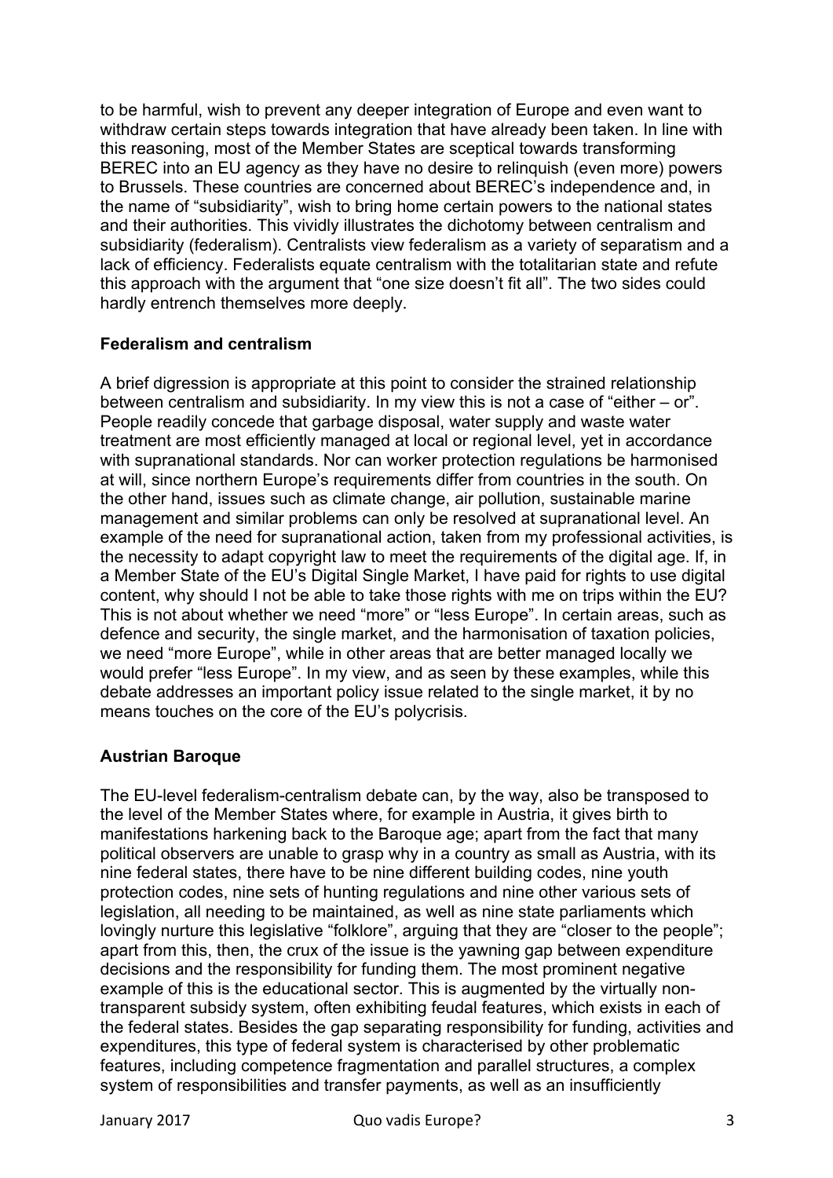to be harmful, wish to prevent any deeper integration of Europe and even want to withdraw certain steps towards integration that have already been taken. In line with this reasoning, most of the Member States are sceptical towards transforming BEREC into an EU agency as they have no desire to relinquish (even more) powers to Brussels. These countries are concerned about BEREC's independence and, in the name of "subsidiarity", wish to bring home certain powers to the national states and their authorities. This vividly illustrates the dichotomy between centralism and subsidiarity (federalism). Centralists view federalism as a variety of separatism and a lack of efficiency. Federalists equate centralism with the totalitarian state and refute this approach with the argument that "one size doesn't fit all". The two sides could hardly entrench themselves more deeply.

**Federalism and centralism**

A brief digression is appropriate at this point to consider the strained relationship between centralism and subsidiarity. In my view this is not a case of "either – or". People readily concede that garbage disposal, water supply and waste water treatment are most efficiently managed at local or regional level, yet in accordance with supranational standards. Nor can worker protection regulations be harmonised at will, since northern Europe's requirements differ from countries in the south. On the other hand, issues such as climate change, air pollution, sustainable marine management and similar problems can only be resolved at supranational level. An example of the need for supranational action, taken from my professional activities, is the necessity to adapt copyright law to meet the requirements of the digital age. If, in a Member State of the EU's Digital Single Market, I have paid for rights to use digital content, why should I not be able to take those rights with me on trips within the EU? This is not about whether we need "more" or "less Europe". In certain areas, such as defence and security, the single market, and the harmonisation of taxation policies, we need "more Europe", while in other areas that are better managed locally we would prefer "less Europe". In my view, and as seen by these examples, while this debate addresses an important policy issue related to the single market, it by no means touches on the core of the EU's polycrisis.

**Austrian Baroque**

The EU-level federalism-centralism debate can, by the way, also be transposed to the level of the Member States where, for example in Austria, it gives birth to manifestations harkening back to the Baroque age; apart from the fact that many political observers are unable to grasp why in a country as small as Austria, with its nine federal states, there have to be nine different building codes, nine youth protection codes, nine sets of hunting regulations and nine other various sets of legislation, all needing to be maintained, as well as nine state parliaments which lovingly nurture this legislative "folklore", arguing that they are "closer to the people"; apart from this, then, the crux of the issue is the yawning gap between expenditure decisions and the responsibility for funding them. The most prominent negative example of this is the educational sector. This is augmented by the virtually non-transparent subsidy system, often exhibiting feudal features, which exists in each of the federal states. Besides the gap separating responsibility for funding, activities and expenditures, this type of federal system is characterised by other problematic features, including competence fragmentation and parallel structures, a complex system of responsibilities and transfer payments, as well as an insufficiently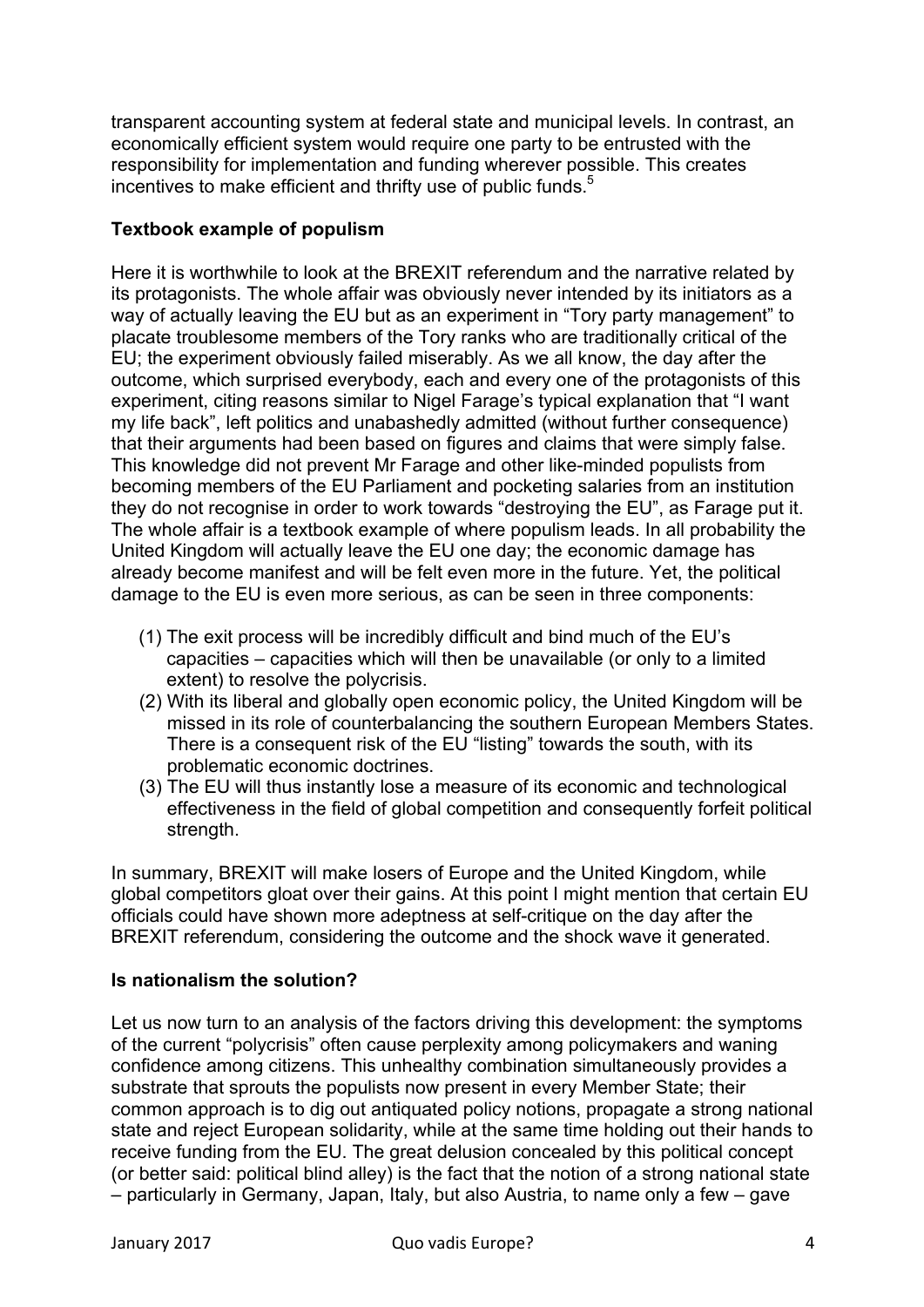transparent accounting system at federal state and municipal levels. In contrast, an economically efficient system would require one party to be entrusted with the responsibility for implementation and funding wherever possible. This creates incentives to make efficient and thrifty use of public funds.[5]

**Textbook example of populism**

Here it is worthwhile to look at the BREXIT referendum and the narrative related by its protagonists. The whole affair was obviously never intended by its initiators as a way of actually leaving the EU but as an experiment in "Tory party management" to placate troublesome members of the Tory ranks who are traditionally critical of the EU; the experiment obviously failed miserably. As we all know, the day after the outcome, which surprised everybody, each and every one of the protagonists of this experiment, citing reasons similar to Nigel Farage's typical explanation that "I want my life back", left politics and unabashedly admitted (without further consequence) that their arguments had been based on figures and claims that were simply false. This knowledge did not prevent Mr Farage and other like-minded populists from becoming members of the EU Parliament and pocketing salaries from an institution they do not recognise in order to work towards "destroying the EU", as Farage put it. The whole affair is a textbook example of where populism leads. In all probability the United Kingdom will actually leave the EU one day; the economic damage has already become manifest and will be felt even more in the future. Yet, the political damage to the EU is even more serious, as can be seen in three components:

(1) The exit process will be incredibly difficult and bind much of the EU's capacities – capacities which will then be unavailable (or only to a limited extent) to resolve the polycrisis.
(2) With its liberal and globally open economic policy, the United Kingdom will be missed in its role of counterbalancing the southern European Members States. There is a consequent risk of the EU "listing" towards the south, with its problematic economic doctrines.
(3) The EU will thus instantly lose a measure of its economic and technological effectiveness in the field of global competition and consequently forfeit political strength.

In summary, BREXIT will make losers of Europe and the United Kingdom, while global competitors gloat over their gains. At this point I might mention that certain EU officials could have shown more adeptness at self-critique on the day after the BREXIT referendum, considering the outcome and the shock wave it generated.

**Is nationalism the solution?**

Let us now turn to an analysis of the factors driving this development: the symptoms of the current "polycrisis" often cause perplexity among policymakers and waning confidence among citizens. This unhealthy combination simultaneously provides a substrate that sprouts the populists now present in every Member State; their common approach is to dig out antiquated policy notions, propagate a strong national state and reject European solidarity, while at the same time holding out their hands to receive funding from the EU. The great delusion concealed by this political concept (or better said: political blind alley) is the fact that the notion of a strong national state – particularly in Germany, Japan, Italy, but also Austria, to name only a few – gave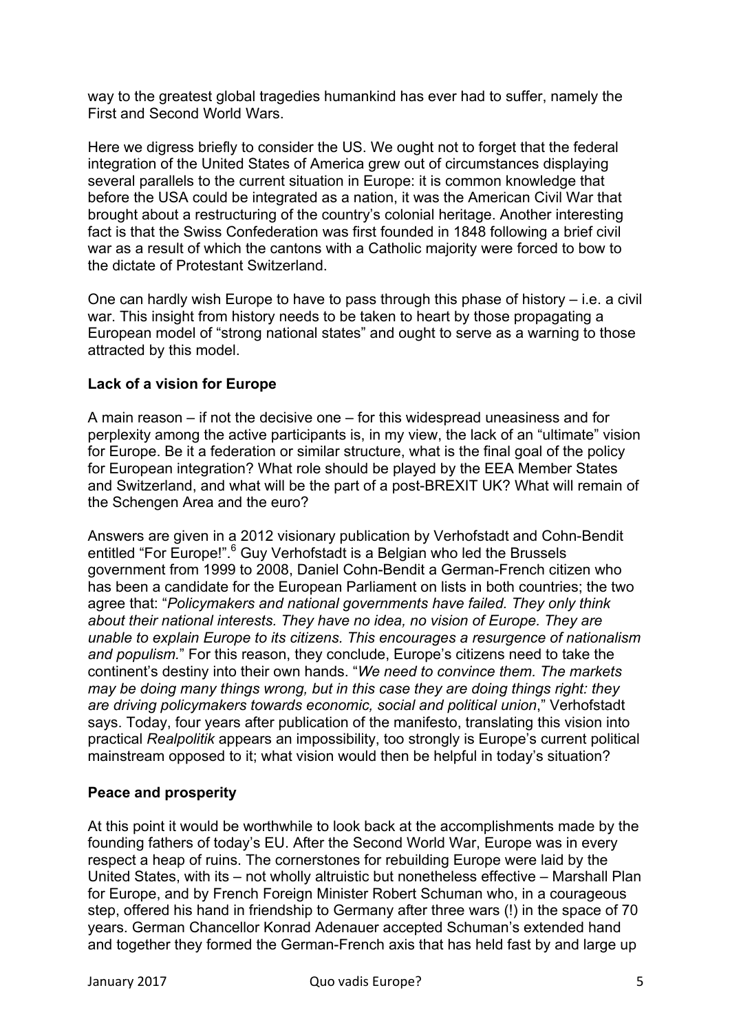way to the greatest global tragedies humankind has ever had to suffer, namely the First and Second World Wars.

Here we digress briefly to consider the US. We ought not to forget that the federal integration of the United States of America grew out of circumstances displaying several parallels to the current situation in Europe: it is common knowledge that before the USA could be integrated as a nation, it was the American Civil War that brought about a restructuring of the country's colonial heritage. Another interesting fact is that the Swiss Confederation was first founded in 1848 following a brief civil war as a result of which the cantons with a Catholic majority were forced to bow to the dictate of Protestant Switzerland.

One can hardly wish Europe to have to pass through this phase of history – i.e. a civil war. This insight from history needs to be taken to heart by those propagating a European model of "strong national states" and ought to serve as a warning to those attracted by this model.

**Lack of a vision for Europe**

A main reason – if not the decisive one – for this widespread uneasiness and for perplexity among the active participants is, in my view, the lack of an "ultimate" vision for Europe. Be it a federation or similar structure, what is the final goal of the policy for European integration? What role should be played by the EEA Member States and Switzerland, and what will be the part of a post-BREXIT UK? What will remain of the Schengen Area and the euro?

Answers are given in a 2012 visionary publication by Verhofstadt and Cohn-Bendit entitled "For Europe!".[6] Guy Verhofstadt is a Belgian who led the Brussels government from 1999 to 2008, Daniel Cohn-Bendit a German-French citizen who has been a candidate for the European Parliament on lists in both countries; the two agree that: "*Policymakers and national governments have failed. They only think about their national interests. They have no idea, no vision of Europe. They are unable to explain Europe to its citizens. This encourages a resurgence of nationalism and populism.*" For this reason, they conclude, Europe's citizens need to take the continent's destiny into their own hands. "*We need to convince them. The markets may be doing many things wrong, but in this case they are doing things right: they are driving policymakers towards economic, social and political union*," Verhofstadt says. Today, four years after publication of the manifesto, translating this vision into practical *Realpolitik* appears an impossibility, too strongly is Europe's current political mainstream opposed to it; what vision would then be helpful in today's situation?

**Peace and prosperity**

At this point it would be worthwhile to look back at the accomplishments made by the founding fathers of today's EU. After the Second World War, Europe was in every respect a heap of ruins. The cornerstones for rebuilding Europe were laid by the United States, with its – not wholly altruistic but nonetheless effective – Marshall Plan for Europe, and by French Foreign Minister Robert Schuman who, in a courageous step, offered his hand in friendship to Germany after three wars (!) in the space of 70 years. German Chancellor Konrad Adenauer accepted Schuman's extended hand and together they formed the German-French axis that has held fast by and large up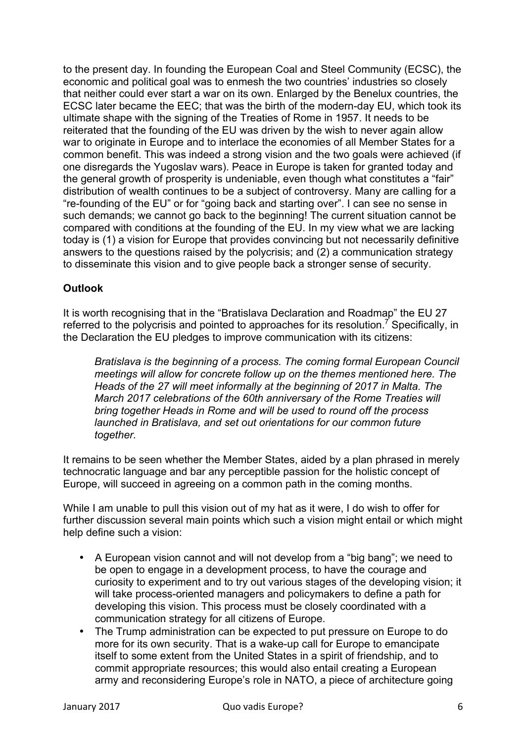to the present day. In founding the European Coal and Steel Community (ECSC), the economic and political goal was to enmesh the two countries' industries so closely that neither could ever start a war on its own. Enlarged by the Benelux countries, the ECSC later became the EEC; that was the birth of the modern-day EU, which took its ultimate shape with the signing of the Treaties of Rome in 1957. It needs to be reiterated that the founding of the EU was driven by the wish to never again allow war to originate in Europe and to interlace the economies of all Member States for a common benefit. This was indeed a strong vision and the two goals were achieved (if one disregards the Yugoslav wars). Peace in Europe is taken for granted today and the general growth of prosperity is undeniable, even though what constitutes a "fair" distribution of wealth continues to be a subject of controversy. Many are calling for a "re-founding of the EU" or for "going back and starting over". I can see no sense in such demands; we cannot go back to the beginning! The current situation cannot be compared with conditions at the founding of the EU. In my view what we are lacking today is (1) a vision for Europe that provides convincing but not necessarily definitive answers to the questions raised by the polycrisis; and (2) a communication strategy to disseminate this vision and to give people back a stronger sense of security.

**Outlook**

It is worth recognising that in the "Bratislava Declaration and Roadmap" the EU 27 referred to the polycrisis and pointed to approaches for its resolution.[7] Specifically, in the Declaration the EU pledges to improve communication with its citizens:

> *Bratislava is the beginning of a process. The coming formal European Council meetings will allow for concrete follow up on the themes mentioned here. The Heads of the 27 will meet informally at the beginning of 2017 in Malta. The March 2017 celebrations of the 60th anniversary of the Rome Treaties will bring together Heads in Rome and will be used to round off the process launched in Bratislava, and set out orientations for our common future together.*

It remains to be seen whether the Member States, aided by a plan phrased in merely technocratic language and bar any perceptible passion for the holistic concept of Europe, will succeed in agreeing on a common path in the coming months.

While I am unable to pull this vision out of my hat as it were, I do wish to offer for further discussion several main points which such a vision might entail or which might help define such a vision:

- A European vision cannot and will not develop from a "big bang"; we need to be open to engage in a development process, to have the courage and curiosity to experiment and to try out various stages of the developing vision; it will take process-oriented managers and policymakers to define a path for developing this vision. This process must be closely coordinated with a communication strategy for all citizens of Europe.
- The Trump administration can be expected to put pressure on Europe to do more for its own security. That is a wake-up call for Europe to emancipate itself to some extent from the United States in a spirit of friendship, and to commit appropriate resources; this would also entail creating a European army and reconsidering Europe's role in NATO, a piece of architecture going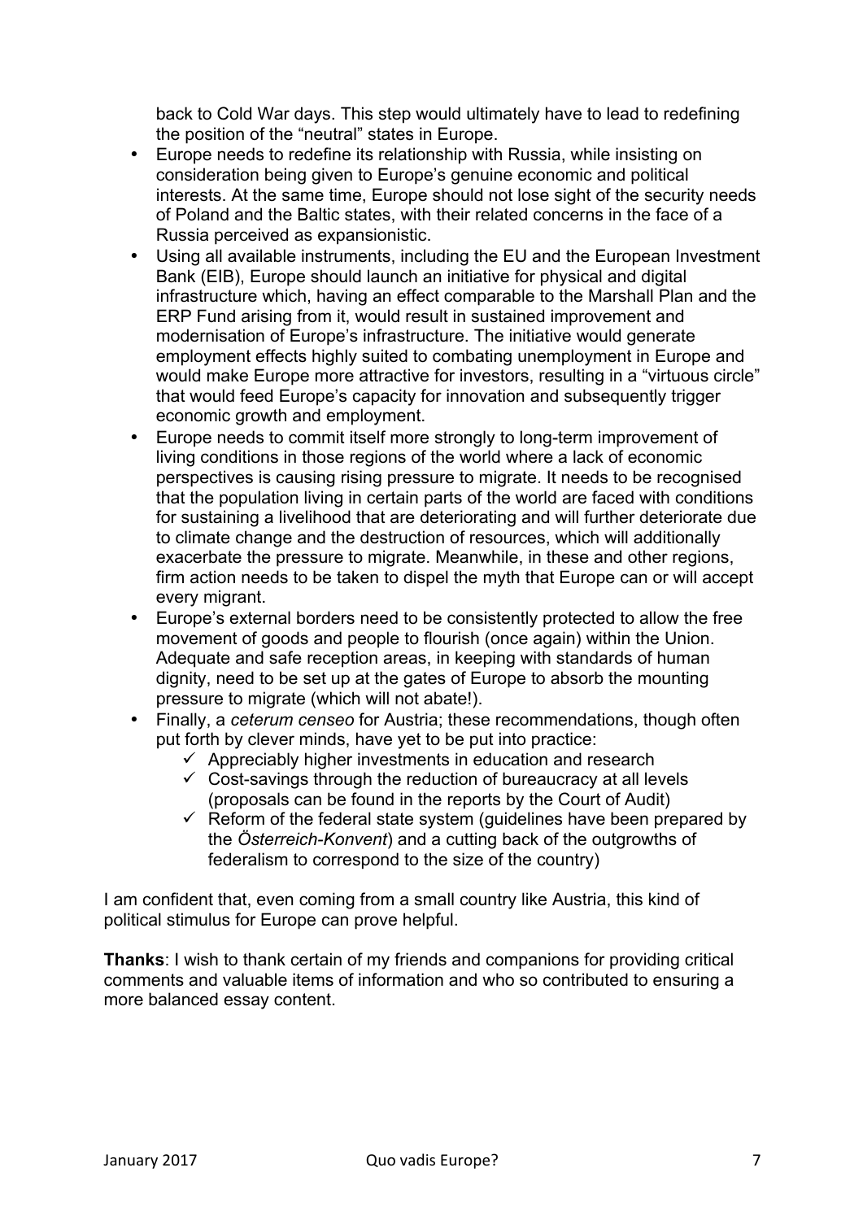back to Cold War days. This step would ultimately have to lead to redefining the position of the "neutral" states in Europe.

- Europe needs to redefine its relationship with Russia, while insisting on consideration being given to Europe's genuine economic and political interests. At the same time, Europe should not lose sight of the security needs of Poland and the Baltic states, with their related concerns in the face of a Russia perceived as expansionistic.
- Using all available instruments, including the EU and the European Investment Bank (EIB), Europe should launch an initiative for physical and digital infrastructure which, having an effect comparable to the Marshall Plan and the ERP Fund arising from it, would result in sustained improvement and modernisation of Europe's infrastructure. The initiative would generate employment effects highly suited to combating unemployment in Europe and would make Europe more attractive for investors, resulting in a "virtuous circle" that would feed Europe's capacity for innovation and subsequently trigger economic growth and employment.
- Europe needs to commit itself more strongly to long-term improvement of living conditions in those regions of the world where a lack of economic perspectives is causing rising pressure to migrate. It needs to be recognised that the population living in certain parts of the world are faced with conditions for sustaining a livelihood that are deteriorating and will further deteriorate due to climate change and the destruction of resources, which will additionally exacerbate the pressure to migrate. Meanwhile, in these and other regions, firm action needs to be taken to dispel the myth that Europe can or will accept every migrant.
- Europe's external borders need to be consistently protected to allow the free movement of goods and people to flourish (once again) within the Union. Adequate and safe reception areas, in keeping with standards of human dignity, need to be set up at the gates of Europe to absorb the mounting pressure to migrate (which will not abate!).
- Finally, a *ceterum censeo* for Austria; these recommendations, though often put forth by clever minds, have yet to be put into practice:
  - ✓ Appreciably higher investments in education and research
  - ✓ Cost-savings through the reduction of bureaucracy at all levels (proposals can be found in the reports by the Court of Audit)
  - ✓ Reform of the federal state system (guidelines have been prepared by the *Österreich-Konvent*) and a cutting back of the outgrowths of federalism to correspond to the size of the country)

I am confident that, even coming from a small country like Austria, this kind of political stimulus for Europe can prove helpful.

**Thanks**: I wish to thank certain of my friends and companions for providing critical comments and valuable items of information and who so contributed to ensuring a more balanced essay content.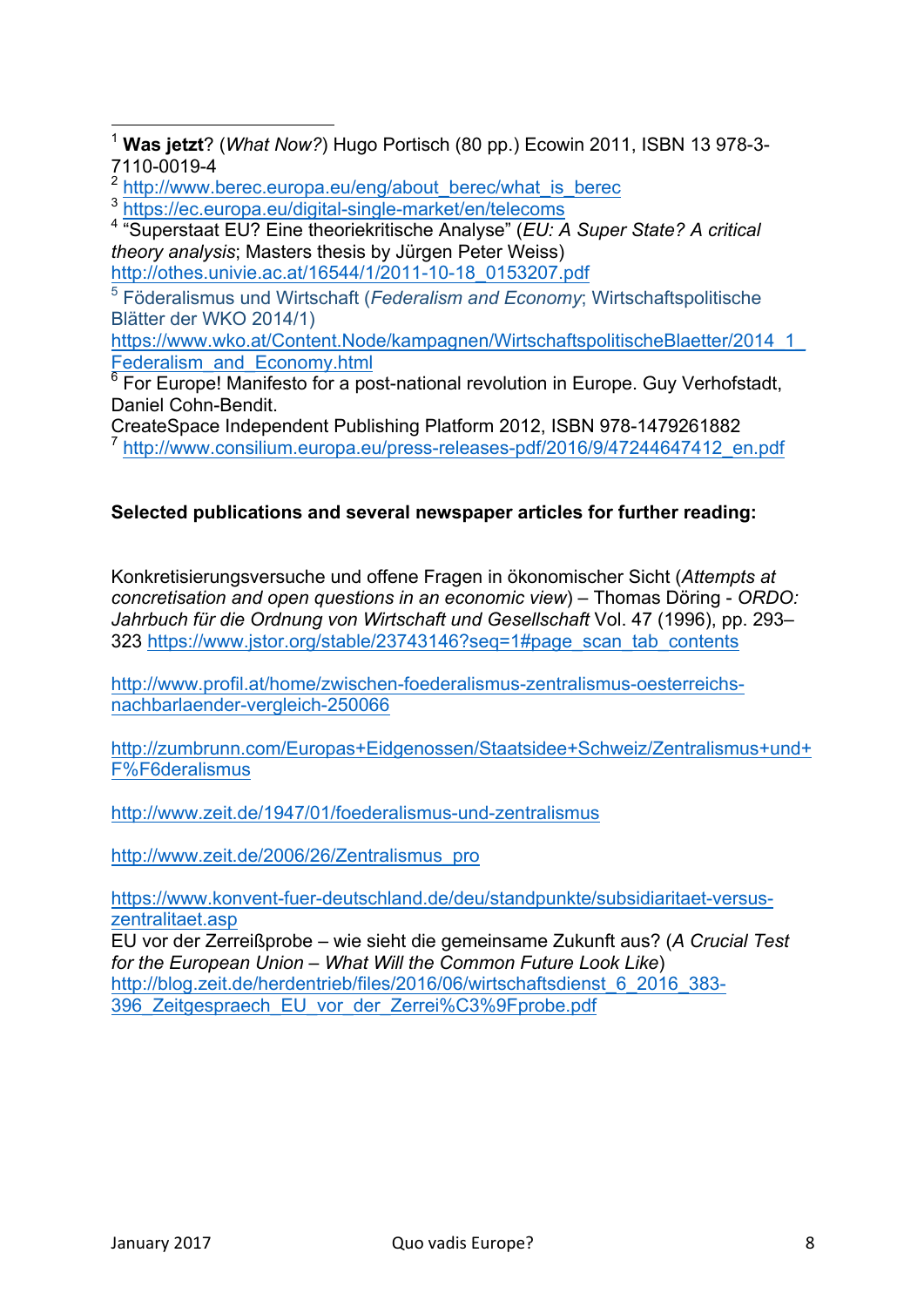[1] **Was jetzt**? (*What Now?*) Hugo Portisch (80 pp.) Ecowin 2011, ISBN 13 978-3-7110-0019-4

[2] http://www.berec.europa.eu/eng/about_berec/what_is_berec

[3] https://ec.europa.eu/digital-single-market/en/telecoms

[4] "Superstaat EU? Eine theoriekritische Analyse" (*EU: A Super State? A critical theory analysis*; Masters thesis by Jürgen Peter Weiss) http://othes.univie.ac.at/16544/1/2011-10-18_0153207.pdf

[5] Föderalismus und Wirtschaft (*Federalism and Economy*; Wirtschaftspolitische Blätter der WKO 2014/1) https://www.wko.at/Content.Node/kampagnen/WirtschaftspolitischeBlaetter/2014_1_Federalism_and_Economy.html

[6] For Europe! Manifesto for a post-national revolution in Europe. Guy Verhofstadt, Daniel Cohn-Bendit.
CreateSpace Independent Publishing Platform 2012, ISBN 978-1479261882

[7] http://www.consilium.europa.eu/press-releases-pdf/2016/9/47244647412_en.pdf

**Selected publications and several newspaper articles for further reading:**

Konkretisierungsversuche und offene Fragen in ökonomischer Sicht (*Attempts at concretisation and open questions in an economic view*) – Thomas Döring - *ORDO: Jahrbuch für die Ordnung von Wirtschaft und Gesellschaft* Vol. 47 (1996), pp. 293–323 https://www.jstor.org/stable/23743146?seq=1#page_scan_tab_contents

http://www.profil.at/home/zwischen-foederalismus-zentralismus-oesterreichs-nachbarlaender-vergleich-250066

http://zumbrunn.com/Europas+Eidgenossen/Staatsidee+Schweiz/Zentralismus+und+F%F6deralismus

http://www.zeit.de/1947/01/foederalismus-und-zentralismus

http://www.zeit.de/2006/26/Zentralismus_pro

https://www.konvent-fuer-deutschland.de/deu/standpunkte/subsidiaritaet-versus-zentralitaet.asp

EU vor der Zerreißprobe – wie sieht die gemeinsame Zukunft aus? (*A Crucial Test for the European Union – What Will the Common Future Look Like*)
http://blog.zeit.de/herdentrieb/files/2016/06/wirtschaftsdienst_6_2016_383-396_Zeitgespraech_EU_vor_der_Zerrei%C3%9Fprobe.pdf